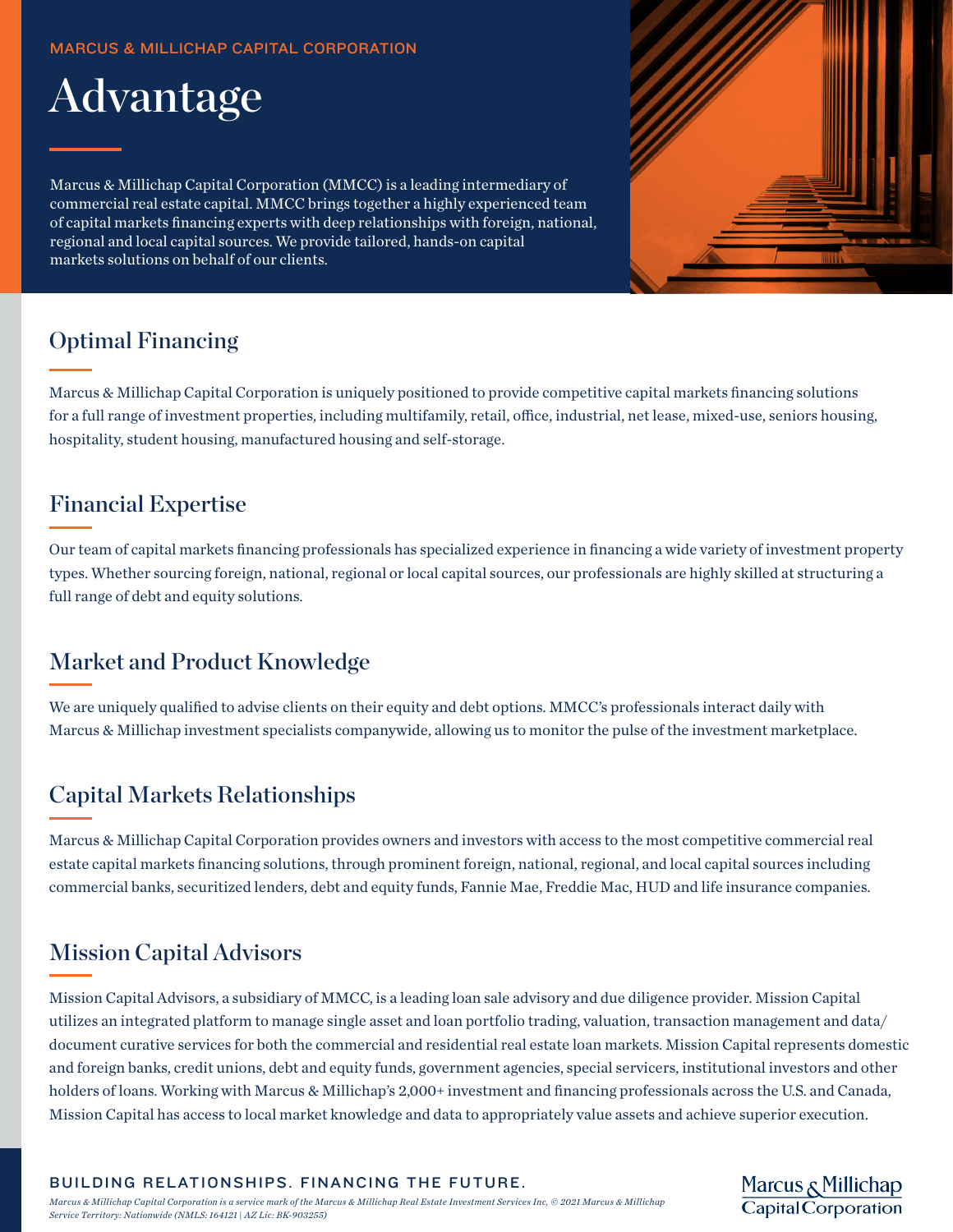MARCUS & MILLICHAP CAPITAL CORPORATION

# Advantage

Marcus & Millichap Capital Corporation (MMCC) is a leading intermediary of commercial real estate capital. MMCC brings together a highly experienced team of capital markets financing experts with deep relationships with foreign, national, regional and local capital sources. We provide tailored, hands-on capital markets solutions on behalf of our clients.

## Optimal Financing

Marcus & Millichap Capital Corporation is uniquely positioned to provide competitive capital markets financing solutions for a full range of investment properties, including multifamily, retail, office, industrial, net lease, mixed-use, seniors housing, hospitality, student housing, manufactured housing and self-storage.

## Financial Expertise

Our team of capital markets financing professionals has specialized experience in financing a wide variety of investment property types. Whether sourcing foreign, national, regional or local capital sources, our professionals are highly skilled at structuring a full range of debt and equity solutions.

## Market and Product Knowledge

We are uniquely qualified to advise clients on their equity and debt options. MMCC's professionals interact daily with Marcus & Millichap investment specialists companywide, allowing us to monitor the pulse of the investment marketplace.

## Capital Markets Relationships

Marcus & Millichap Capital Corporation provides owners and investors with access to the most competitive commercial real estate capital markets financing solutions, through prominent foreign, national, regional, and local capital sources including commercial banks, securitized lenders, debt and equity funds, Fannie Mae, Freddie Mac, HUD and life insurance companies.

## Mission Capital Advisors

Mission Capital Advisors, a subsidiary of MMCC, is a leading loan sale advisory and due diligence provider. Mission Capital utilizes an integrated platform to manage single asset and loan portfolio trading, valuation, transaction management and data/document curative services for both the commercial and residential real estate loan markets. Mission Capital represents domestic and foreign banks, credit unions, debt and equity funds, government agencies, special servicers, institutional investors and other holders of loans. Working with Marcus & Millichap's 2,000+ investment and financing professionals across the U.S. and Canada, Mission Capital has access to local market knowledge and data to appropriately value assets and achieve superior execution.

BUILDING RELATIONSHIPS. FINANCING THE FUTURE.

*Marcus & Millichap Capital Corporation is a service mark of the Marcus & Millichap Real Estate Investment Services Inc, © 2021 Marcus & Millichap Service Territory: Nationwide (NMLS: 164121 | AZ Lic: BK-903255)*

Marcus & Millichap Capital Corporation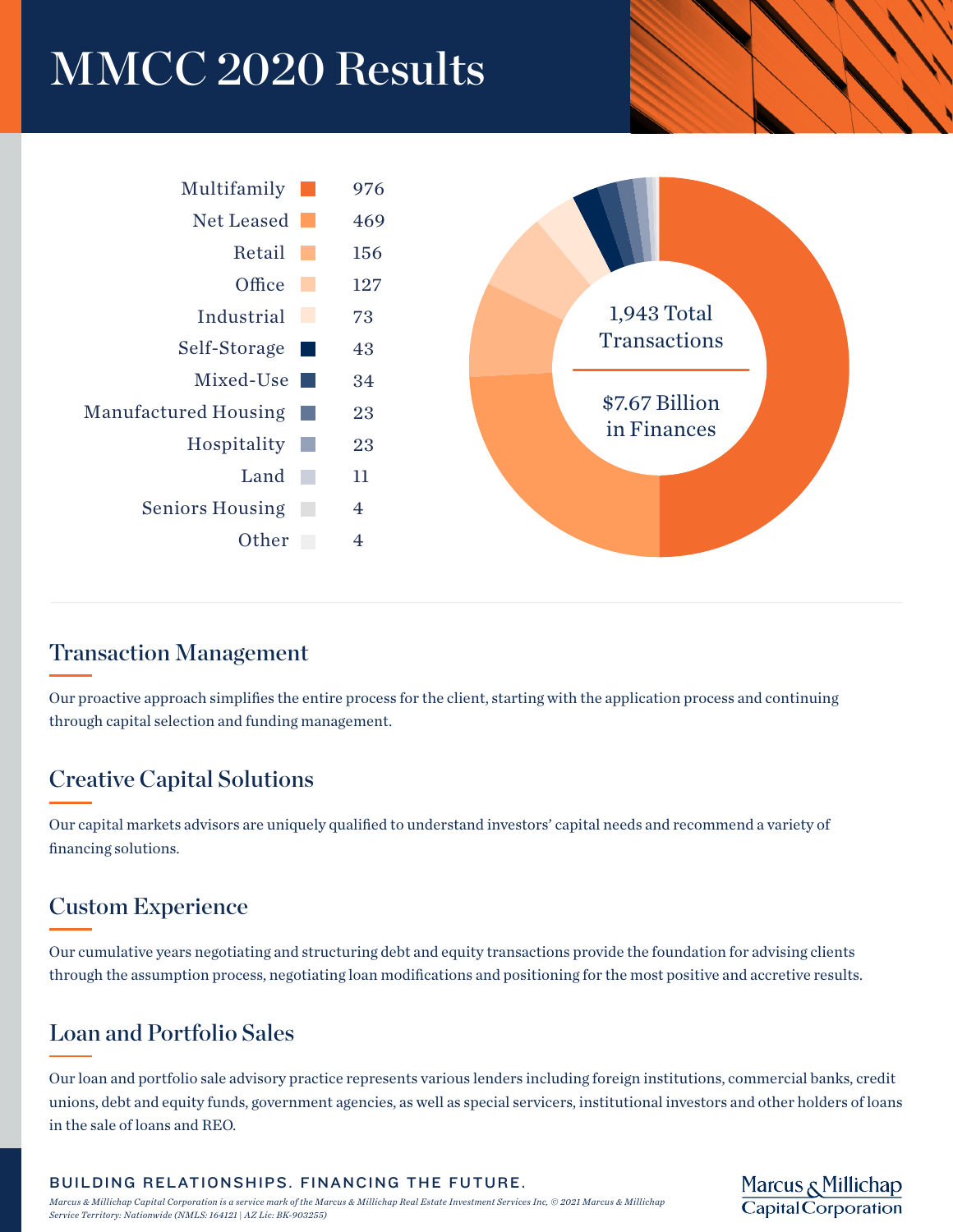# MMCC 2020 Results

Multifamily 976
Net Leased 469
Retail 156
Office 127
Industrial 73
Self-Storage 43
Mixed-Use 34
Manufactured Housing 23
Hospitality 23
Land 11
Seniors Housing 4
Other 4

1,943 Total Transactions

$7.67 Billion in Finances

## Transaction Management

Our proactive approach simplifies the entire process for the client, starting with the application process and continuing through capital selection and funding management.

## Creative Capital Solutions

Our capital markets advisors are uniquely qualified to understand investors' capital needs and recommend a variety of financing solutions.

## Custom Experience

Our cumulative years negotiating and structuring debt and equity transactions provide the foundation for advising clients through the assumption process, negotiating loan modifications and positioning for the most positive and accretive results.

## Loan and Portfolio Sales

Our loan and portfolio sale advisory practice represents various lenders including foreign institutions, commercial banks, credit unions, debt and equity funds, government agencies, as well as special servicers, institutional investors and other holders of loans in the sale of loans and REO.

BUILDING RELATIONSHIPS. FINANCING THE FUTURE.

*Marcus & Millichap Capital Corporation is a service mark of the Marcus & Millichap Real Estate Investment Services Inc, © 2021 Marcus & Millichap Service Territory: Nationwide (NMLS: 164121 | AZ Lic: BK-903255)*

Marcus & Millichap Capital Corporation